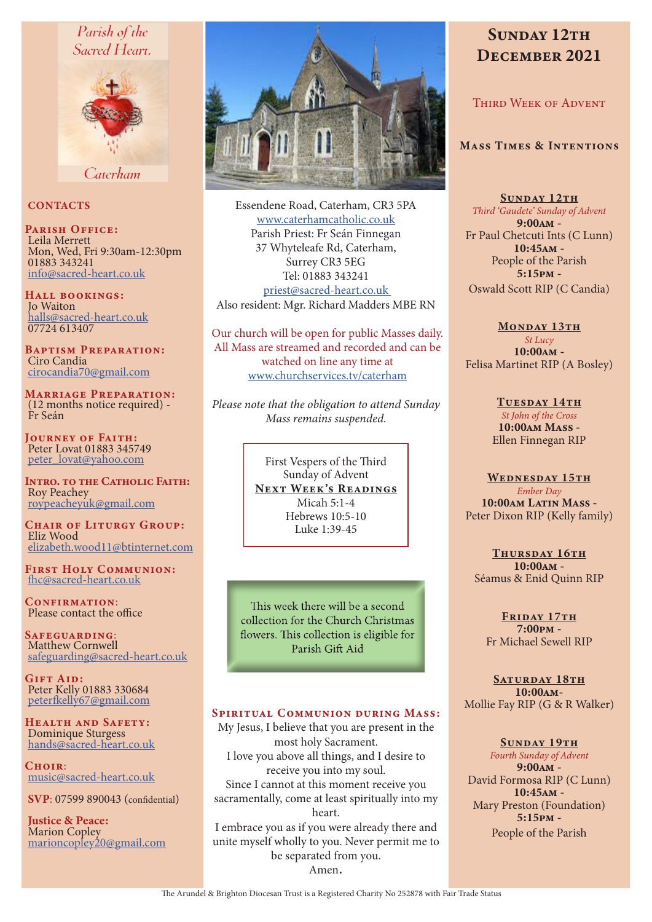Parish of the Sacred Heart, Caterham

## CONTACTS

**Parish Office:**
Leila Merrett
Mon, Wed, Fri 9:30am-12:30pm
01883 343241
info@sacred-heart.co.uk

**Hall bookings:**
Jo Waiton
halls@sacred-heart.co.uk
07724 613407

**Baptism Preparation:**
Ciro Candia
cirocandia70@gmail.com

**Marriage Preparation:**
(12 months notice required) - Fr Seán

**Journey of Faith:**
Peter Lovat 01883 345749
peter_lovat@yahoo.com

**Intro. to the Catholic Faith:**
Roy Peachey
roypeacheyuk@gmail.com

**Chair of Liturgy Group:**
Eliz Wood
elizabeth.wood11@btinternet.com

**First Holy Communion:**
fhc@sacred-heart.co.uk

**Confirmation:**
Please contact the office

**Safeguarding:**
Matthew Cornwell
safeguarding@sacred-heart.co.uk

**Gift Aid:**
Peter Kelly 01883 330684
peterfkelly67@gmail.com

**Health and Safety:**
Dominique Sturgess
hands@sacred-heart.co.uk

**Choir:**
music@sacred-heart.co.uk

**SVP**: 07599 890043 (confidential)

**Justice & Peace:**
Marion Copley
marioncopley20@gmail.com

Essendene Road, Caterham, CR3 5PA
www.caterhamcatholic.co.uk
Parish Priest: Fr Seán Finnegan
37 Whyteleafe Rd, Caterham,
Surrey CR3 5EG
Tel: 01883 343241
priest@sacred-heart.co.uk
Also resident: Mgr. Richard Madders MBE RN

Our church will be open for public Masses daily. All Mass are streamed and recorded and can be watched on line any time at www.churchservices.tv/caterham

*Please note that the obligation to attend Sunday Mass remains suspended.*

First Vespers of the Third Sunday of Advent

**Next Week's Readings**
Micah 5:1-4
Hebrews 10:5-10
Luke 1:39-45

This week there will be a second collection for the Church Christmas flowers. This collection is eligible for Parish Gift Aid

**Spiritual Communion during Mass:**
My Jesus, I believe that you are present in the most holy Sacrament.
I love you above all things, and I desire to receive you into my soul.
Since I cannot at this moment receive you sacramentally, come at least spiritually into my heart.
I embrace you as if you were already there and unite myself wholly to you. Never permit me to be separated from you.
Amen.

# Sunday 12th December 2021

## Third Week of Advent

### Mass Times & Intentions

**Sunday 12th**
*Third 'Gaudete' Sunday of Advent*
**9:00am** -
Fr Paul Chetcuti Ints (C Lunn)
**10:45am** -
People of the Parish
**5:15pm** -
Oswald Scott RIP (C Candia)

**Monday 13th**
*St Lucy*
**10:00am** -
Felisa Martinet RIP (A Bosley)

**Tuesday 14th**
*St John of the Cross*
**10:00am Mass** -
Ellen Finnegan RIP

**Wednesday 15th**
*Ember Day*
**10:00am Latin Mass** -
Peter Dixon RIP (Kelly family)

**Thursday 16th**
**10:00am** -
Séamus & Enid Quinn RIP

**Friday 17th**
**7:00pm** -
Fr Michael Sewell RIP

**Saturday 18th**
**10:00am**-
Mollie Fay RIP (G & R Walker)

**Sunday 19th**
*Fourth Sunday of Advent*
**9:00am** -
David Formosa RIP (C Lunn)
**10:45am** -
Mary Preston (Foundation)
**5:15pm** -
People of the Parish

The Arundel & Brighton Diocesan Trust is a Registered Charity No 252878 with Fair Trade Status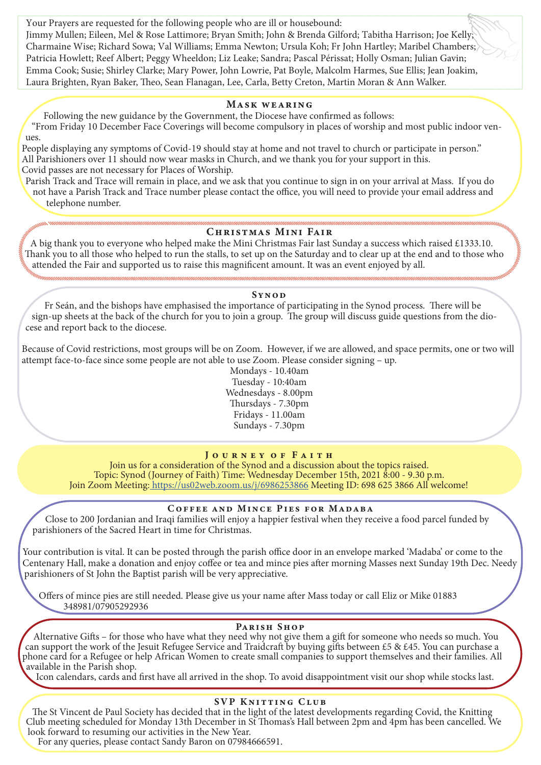Your Prayers are requested for the following people who are ill or housebound:
Jimmy Mullen; Eileen, Mel & Rose Lattimore; Bryan Smith; John & Brenda Gilford; Tabitha Harrison; Joe Kelly; Charmaine Wise; Richard Sowa; Val Williams; Emma Newton; Ursula Koh; Fr John Hartley; Maribel Chambers; Patricia Howlett; Reef Albert; Peggy Wheeldon; Liz Leake; Sandra; Pascal Périssat; Holly Osman; Julian Gavin; Emma Cook; Susie; Shirley Clarke; Mary Power, John Lowrie, Pat Boyle, Malcolm Harmes, Sue Ellis; Jean Joakim, Laura Brighten, Ryan Baker, Theo, Sean Flanagan, Lee, Carla, Betty Creton, Martin Moran & Ann Walker.

## Mask wearing

Following the new guidance by the Government, the Diocese have confirmed as follows:
"From Friday 10 December Face Coverings will become compulsory in places of worship and most public indoor venues.
People displaying any symptoms of Covid-19 should stay at home and not travel to church or participate in person."
All Parishioners over 11 should now wear masks in Church, and we thank you for your support in this.
Covid passes are not necessary for Places of Worship.
Parish Track and Trace will remain in place, and we ask that you continue to sign in on your arrival at Mass. If you do not have a Parish Track and Trace number please contact the office, you will need to provide your email address and telephone number.

## Christmas Mini Fair

A big thank you to everyone who helped make the Mini Christmas Fair last Sunday a success which raised £1333.10. Thank you to all those who helped to run the stalls, to set up on the Saturday and to clear up at the end and to those who attended the Fair and supported us to raise this magnificent amount. It was an event enjoyed by all.

## Synod

Fr Seán, and the bishops have emphasised the importance of participating in the Synod process. There will be sign-up sheets at the back of the church for you to join a group. The group will discuss guide questions from the diocese and report back to the diocese.

Because of Covid restrictions, most groups will be on Zoom. However, if we are allowed, and space permits, one or two will attempt face-to-face since some people are not able to use Zoom. Please consider signing – up.

Mondays - 10.40am
Tuesday - 10:40am
Wednesdays - 8.00pm
Thursdays - 7.30pm
Fridays - 11.00am
Sundays - 7.30pm

## Journey of Faith

Join us for a consideration of the Synod and a discussion about the topics raised.
Topic: Synod (Journey of Faith) Time: Wednesday December 15th, 2021 8:00 - 9.30 p.m.
Join Zoom Meeting: https://us02web.zoom.us/j/6986253866 Meeting ID: 698 625 3866 All welcome!

## Coffee and Mince Pies for Madaba

Close to 200 Jordanian and Iraqi families will enjoy a happier festival when they receive a food parcel funded by parishioners of the Sacred Heart in time for Christmas.

Your contribution is vital. It can be posted through the parish office door in an envelope marked 'Madaba' or come to the Centenary Hall, make a donation and enjoy coffee or tea and mince pies after morning Masses next Sunday 19th Dec. Needy parishioners of St John the Baptist parish will be very appreciative.

Offers of mince pies are still needed. Please give us your name after Mass today or call Eliz or Mike 01883 348981/07905292936

## Parish Shop

Alternative Gifts – for those who have what they need why not give them a gift for someone who needs so much. You can support the work of the Jesuit Refugee Service and Traidcraft by buying gifts between £5 & £45. You can purchase a phone card for a Refugee or help African Women to create small companies to support themselves and their families. All available in the Parish shop.
Icon calendars, cards and first have all arrived in the shop. To avoid disappointment visit our shop while stocks last.

## SVP Knitting Club

The St Vincent de Paul Society has decided that in the light of the latest developments regarding Covid, the Knitting Club meeting scheduled for Monday 13th December in St Thomas's Hall between 2pm and 4pm has been cancelled. We look forward to resuming our activities in the New Year.
For any queries, please contact Sandy Baron on 07984666591.